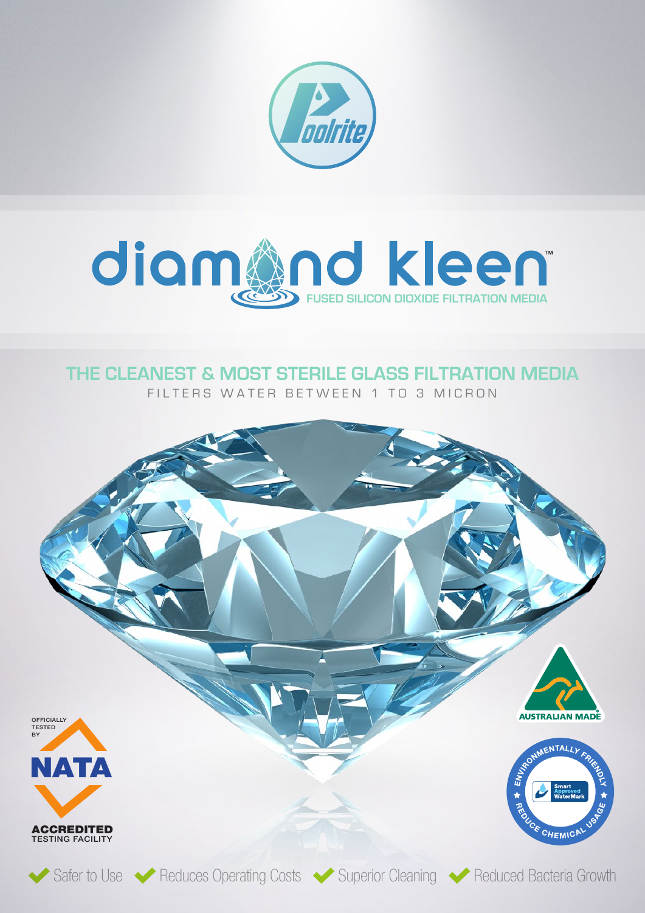Poolrite

# diamond kleen™

FUSED SILICON DIOXIDE FILTRATION MEDIA

## THE CLEANEST & MOST STERILE GLASS FILTRATION MEDIA

FILTERS WATER BETWEEN 1 TO 3 MICRON

OFFICIALLY TESTED BY NATA ACCREDITED TESTING FACILITY

AUSTRALIAN MADE

ENVIRONMENTALLY FRIENDLY – REDUCE CHEMICAL USAGE – Smart Approved WaterMark

- Safer to Use
- Reduces Operating Costs
- Superior Cleaning
- Reduced Bacteria Growth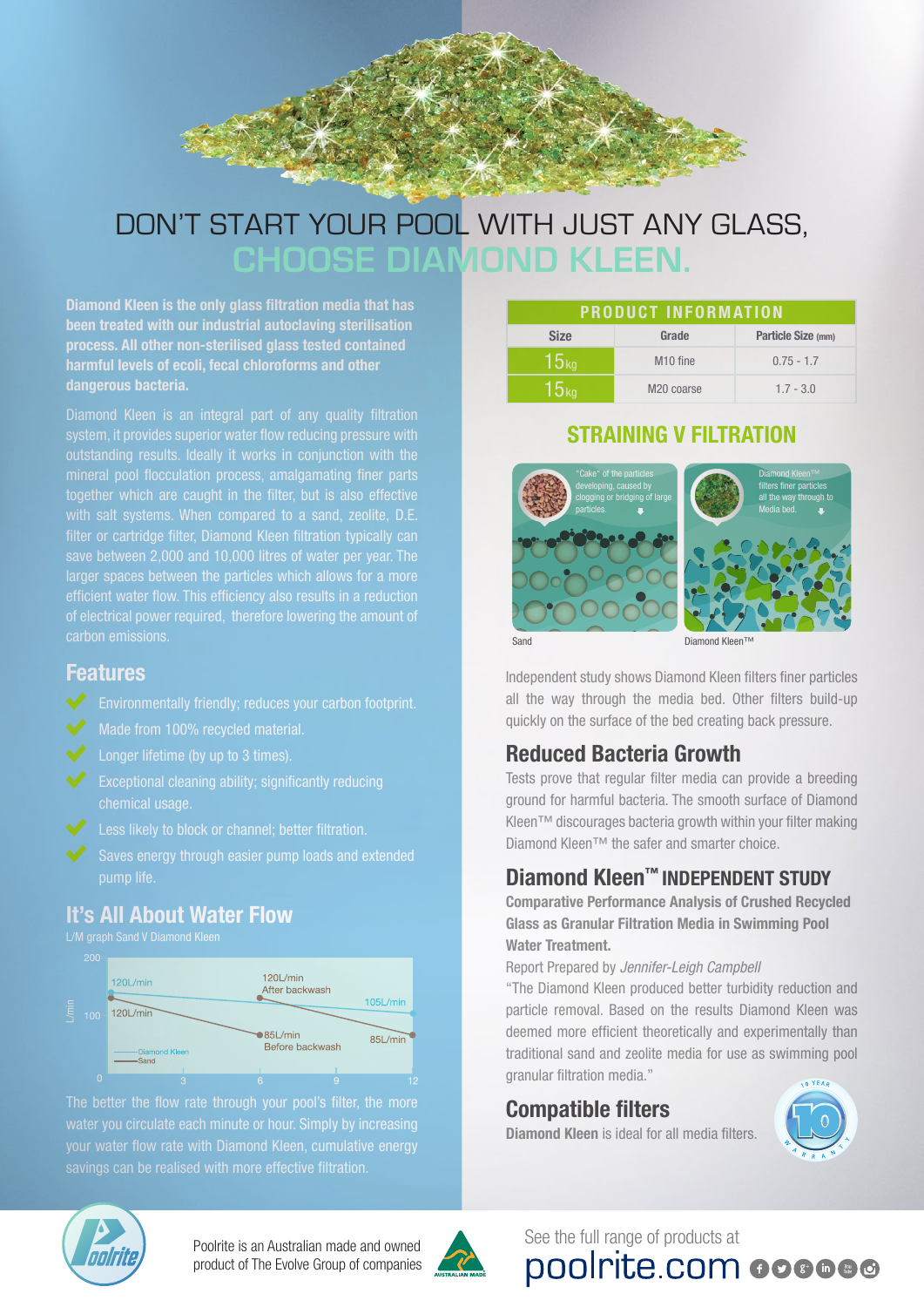# DON'T START YOUR POOL WITH JUST ANY GLASS, CHOOSE DIAMOND KLEEN.

**Diamond Kleen is the only glass filtration media that has been treated with our industrial autoclaving sterilisation process. All other non-sterilised glass tested contained harmful levels of ecoli, fecal chloroforms and other dangerous bacteria.**

Diamond Kleen is an integral part of any quality filtration system, it provides superior water flow reducing pressure with outstanding results. Ideally it works in conjunction with the mineral pool flocculation process, amalgamating finer parts together which are caught in the filter, but is also effective with salt systems. When compared to a sand, zeolite, D.E. filter or cartridge filter, Diamond Kleen filtration typically can save between 2,000 and 10,000 litres of water per year. The larger spaces between the particles which allows for a more efficient water flow. This efficiency also results in a reduction of electrical power required, therefore lowering the amount of carbon emissions.

## Features

- Environmentally friendly; reduces your carbon footprint.
- Made from 100% recycled material.
- Longer lifetime (by up to 3 times).
- Exceptional cleaning ability; significantly reducing chemical usage.
- Less likely to block or channel; better filtration.
- Saves energy through easier pump loads and extended pump life.

## It's All About Water Flow

L/M graph Sand V Diamond Kleen

L/min
200
100
0
3
6
9
12
120L/min
120L/min
120L/min After backwash
105L/min
85L/min Before backwash
85L/min
Diamond Kleen
Sand

The better the flow rate through your pool's filter, the more water you circulate each minute or hour. Simply by increasing your water flow rate with Diamond Kleen, cumulative energy savings can be realised with more effective filtration.

## PRODUCT INFORMATION

| Size | Grade | Particle Size (mm) |
|---|---|---|
| 15kg | M10 fine | 0.75 - 1.7 |
| 15kg | M20 coarse | 1.7 - 3.0 |

## STRAINING V FILTRATION

"Cake" of the particles developing, caused by clogging or bridging of large particles.

Sand

Diamond Kleen™ filters finer particles all the way through to Media bed.

Diamond Kleen™

Independent study shows Diamond Kleen filters finer particles all the way through the media bed. Other filters build-up quickly on the surface of the bed creating back pressure.

## Reduced Bacteria Growth

Tests prove that regular filter media can provide a breeding ground for harmful bacteria. The smooth surface of Diamond Kleen™ discourages bacteria growth within your filter making Diamond Kleen™ the safer and smarter choice.

## Diamond Kleen™ INDEPENDENT STUDY

**Comparative Performance Analysis of Crushed Recycled Glass as Granular Filtration Media in Swimming Pool Water Treatment.**

Report Prepared by *Jennifer-Leigh Campbell*

"The Diamond Kleen produced better turbidity reduction and particle removal. Based on the results Diamond Kleen was deemed more efficient theoretically and experimentally than traditional sand and zeolite media for use as swimming pool granular filtration media."

## Compatible filters

**Diamond Kleen** is ideal for all media filters.

10 YEAR WARRANTY

Poolrite is an Australian made and owned product of The Evolve Group of companies

AUSTRALIAN MADE

See the full range of products at

poolrite.com